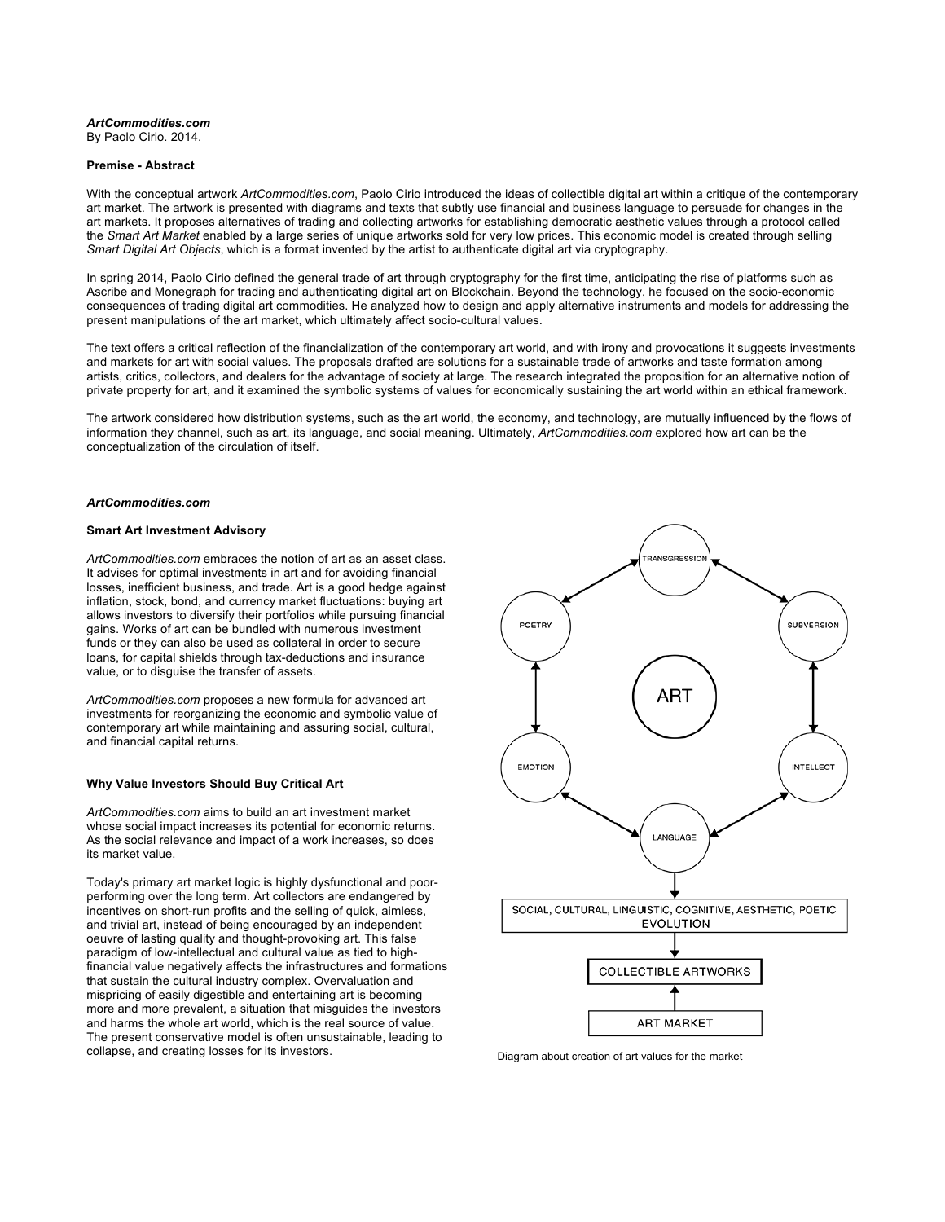**_ArtCommodities.com_**
By Paolo Cirio. 2014.

**Premise - Abstract**

With the conceptual artwork *ArtCommodities.com*, Paolo Cirio introduced the ideas of collectible digital art within a critique of the contemporary art market. The artwork is presented with diagrams and texts that subtly use financial and business language to persuade for changes in the art markets. It proposes alternatives of trading and collecting artworks for establishing democratic aesthetic values through a protocol called the *Smart Art Market* enabled by a large series of unique artworks sold for very low prices. This economic model is created through selling *Smart Digital Art Objects*, which is a format invented by the artist to authenticate digital art via cryptography.

In spring 2014, Paolo Cirio defined the general trade of art through cryptography for the first time, anticipating the rise of platforms such as Ascribe and Monegraph for trading and authenticating digital art on Blockchain. Beyond the technology, he focused on the socio-economic consequences of trading digital art commodities. He analyzed how to design and apply alternative instruments and models for addressing the present manipulations of the art market, which ultimately affect socio-cultural values.

The text offers a critical reflection of the financialization of the contemporary art world, and with irony and provocations it suggests investments and markets for art with social values. The proposals drafted are solutions for a sustainable trade of artworks and taste formation among artists, critics, collectors, and dealers for the advantage of society at large. The research integrated the proposition for an alternative notion of private property for art, and it examined the symbolic systems of values for economically sustaining the art world within an ethical framework.

The artwork considered how distribution systems, such as the art world, the economy, and technology, are mutually influenced by the flows of information they channel, such as art, its language, and social meaning. Ultimately, *ArtCommodities.com* explored how art can be the conceptualization of the circulation of itself.

**_ArtCommodities.com_**

**Smart Art Investment Advisory**

*ArtCommodities.com* embraces the notion of art as an asset class. It advises for optimal investments in art and for avoiding financial losses, inefficient business, and trade. Art is a good hedge against inflation, stock, bond, and currency market fluctuations: buying art allows investors to diversify their portfolios while pursuing financial gains. Works of art can be bundled with numerous investment funds or they can also be used as collateral in order to secure loans, for capital shields through tax-deductions and insurance value, or to disguise the transfer of assets.

*ArtCommodities.com* proposes a new formula for advanced art investments for reorganizing the economic and symbolic value of contemporary art while maintaining and assuring social, cultural, and financial capital returns.

**Why Value Investors Should Buy Critical Art**

*ArtCommodities.com* aims to build an art investment market whose social impact increases its potential for economic returns. As the social relevance and impact of a work increases, so does its market value.

Today's primary art market logic is highly dysfunctional and poor-performing over the long term. Art collectors are endangered by incentives on short-run profits and the selling of quick, aimless, and trivial art, instead of being encouraged by an independent oeuvre of lasting quality and thought-provoking art. This false paradigm of low-intellectual and cultural value as tied to high-financial value negatively affects the infrastructures and formations that sustain the cultural industry complex. Overvaluation and mispricing of easily digestible and entertaining art is becoming more and more prevalent, a situation that misguides the investors and harms the whole art world, which is the real source of value. The present conservative model is often unsustainable, leading to collapse, and creating losses for its investors.

ART — TRANSGRESSION, SUBVERSION, INTELLECT, LANGUAGE, EMOTION, POETRY

SOCIAL, CULTURAL, LINGUISTIC, COGNITIVE, AESTHETIC, POETIC EVOLUTION

COLLECTIBLE ARTWORKS

ART MARKET

Diagram about creation of art values for the market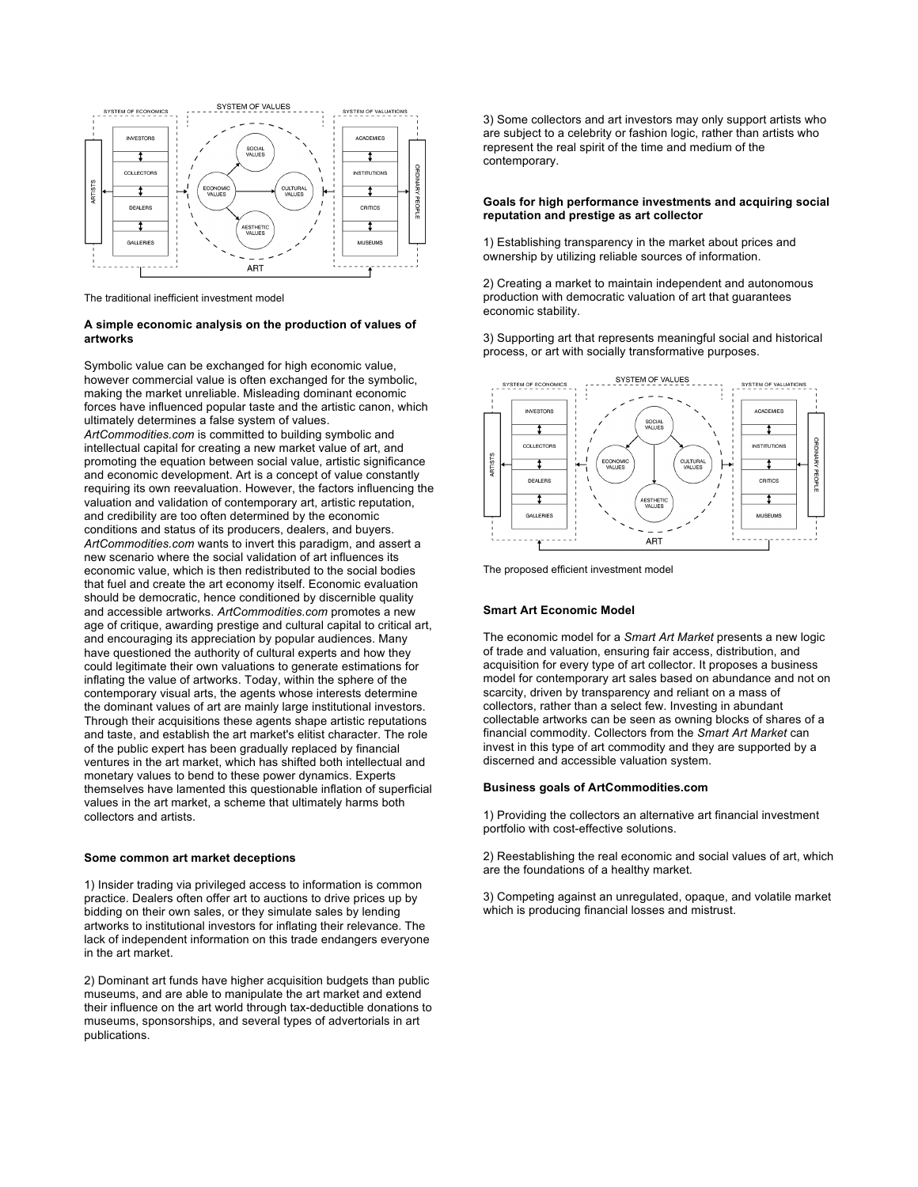The traditional inefficient investment model

**A simple economic analysis on the production of values of artworks**

Symbolic value can be exchanged for high economic value, however commercial value is often exchanged for the symbolic, making the market unreliable. Misleading dominant economic forces have influenced popular taste and the artistic canon, which ultimately determines a false system of values. *ArtCommodities.com* is committed to building symbolic and intellectual capital for creating a new market value of art, and promoting the equation between social value, artistic significance and economic development. Art is a concept of value constantly requiring its own reevaluation. However, the factors influencing the valuation and validation of contemporary art, artistic reputation, and credibility are too often determined by the economic conditions and status of its producers, dealers, and buyers. *ArtCommodities.com* wants to invert this paradigm, and assert a new scenario where the social validation of art influences its economic value, which is then redistributed to the social bodies that fuel and create the art economy itself. Economic evaluation should be democratic, hence conditioned by discernible quality and accessible artworks. *ArtCommodities.com* promotes a new age of critique, awarding prestige and cultural capital to critical art, and encouraging its appreciation by popular audiences. Many have questioned the authority of cultural experts and how they could legitimate their own valuations to generate estimations for inflating the value of artworks. Today, within the sphere of the contemporary visual arts, the agents whose interests determine the dominant values of art are mainly large institutional investors. Through their acquisitions these agents shape artistic reputations and taste, and establish the art market's elitist character. The role of the public expert has been gradually replaced by financial ventures in the art market, which has shifted both intellectual and monetary values to bend to these power dynamics. Experts themselves have lamented this questionable inflation of superficial values in the art market, a scheme that ultimately harms both collectors and artists.

**Some common art market deceptions**

1) Insider trading via privileged access to information is common practice. Dealers often offer art to auctions to drive prices up by bidding on their own sales, or they simulate sales by lending artworks to institutional investors for inflating their relevance. The lack of independent information on this trade endangers everyone in the art market.

2) Dominant art funds have higher acquisition budgets than public museums, and are able to manipulate the art market and extend their influence on the art world through tax-deductible donations to museums, sponsorships, and several types of advertorials in art publications.

3) Some collectors and art investors may only support artists who are subject to a celebrity or fashion logic, rather than artists who represent the real spirit of the time and medium of the contemporary.

**Goals for high performance investments and acquiring social reputation and prestige as art collector**

1) Establishing transparency in the market about prices and ownership by utilizing reliable sources of information.

2) Creating a market to maintain independent and autonomous production with democratic valuation of art that guarantees economic stability.

3) Supporting art that represents meaningful social and historical process, or art with socially transformative purposes.

The proposed efficient investment model

**Smart Art Economic Model**

The economic model for a *Smart Art Market* presents a new logic of trade and valuation, ensuring fair access, distribution, and acquisition for every type of art collector. It proposes a business model for contemporary art sales based on abundance and not on scarcity, driven by transparency and reliant on a mass of collectors, rather than a select few. Investing in abundant collectable artworks can be seen as owning blocks of shares of a financial commodity. Collectors from the *Smart Art Market* can invest in this type of art commodity and they are supported by a discerned and accessible valuation system.

**Business goals of ArtCommodities.com**

1) Providing the collectors an alternative art financial investment portfolio with cost-effective solutions.

2) Reestablishing the real economic and social values of art, which are the foundations of a healthy market.

3) Competing against an unregulated, opaque, and volatile market which is producing financial losses and mistrust.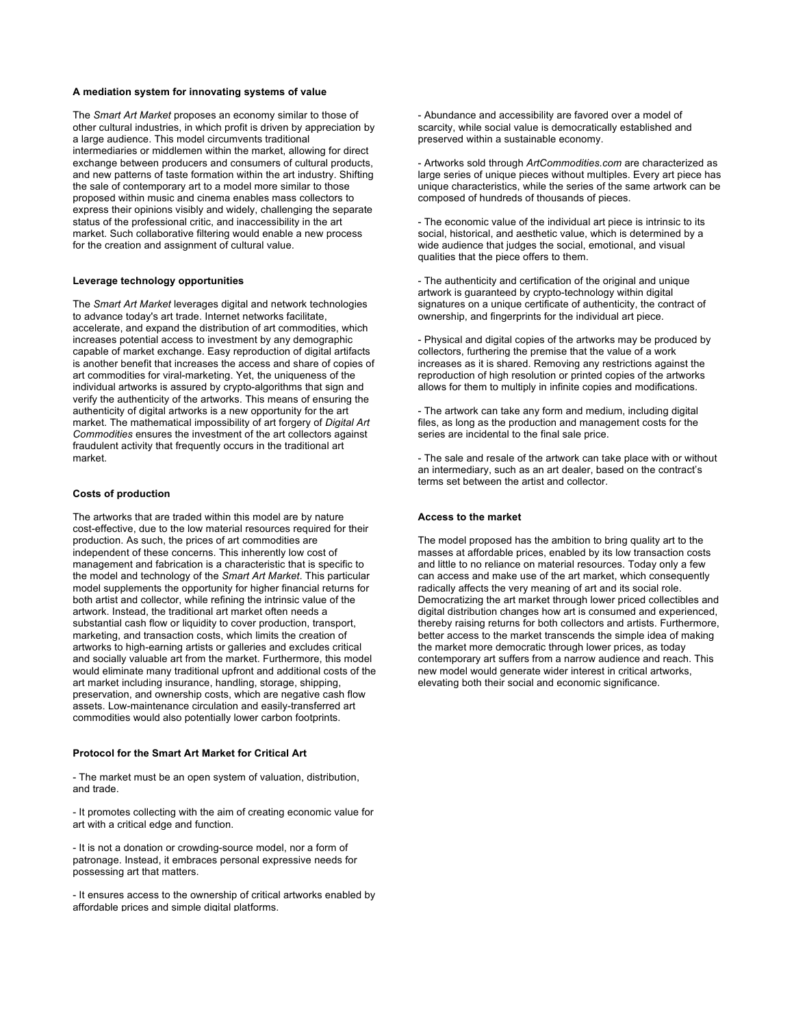### A mediation system for innovating systems of value

The *Smart Art Market* proposes an economy similar to those of other cultural industries, in which profit is driven by appreciation by a large audience. This model circumvents traditional intermediaries or middlemen within the market, allowing for direct exchange between producers and consumers of cultural products, and new patterns of taste formation within the art industry. Shifting the sale of contemporary art to a model more similar to those proposed within music and cinema enables mass collectors to express their opinions visibly and widely, challenging the separate status of the professional critic, and inaccessibility in the art market. Such collaborative filtering would enable a new process for the creation and assignment of cultural value.

### Leverage technology opportunities

The *Smart Art Market* leverages digital and network technologies to advance today's art trade. Internet networks facilitate, accelerate, and expand the distribution of art commodities, which increases potential access to investment by any demographic capable of market exchange. Easy reproduction of digital artifacts is another benefit that increases the access and share of copies of art commodities for viral-marketing. Yet, the uniqueness of the individual artworks is assured by crypto-algorithms that sign and verify the authenticity of the artworks. This means of ensuring the authenticity of digital artworks is a new opportunity for the art market. The mathematical impossibility of art forgery of *Digital Art Commodities* ensures the investment of the art collectors against fraudulent activity that frequently occurs in the traditional art market.

### Costs of production

The artworks that are traded within this model are by nature cost-effective, due to the low material resources required for their production. As such, the prices of art commodities are independent of these concerns. This inherently low cost of management and fabrication is a characteristic that is specific to the model and technology of the *Smart Art Market*. This particular model supplements the opportunity for higher financial returns for both artist and collector, while refining the intrinsic value of the artwork. Instead, the traditional art market often needs a substantial cash flow or liquidity to cover production, transport, marketing, and transaction costs, which limits the creation of artworks to high-earning artists or galleries and excludes critical and socially valuable art from the market. Furthermore, this model would eliminate many traditional upfront and additional costs of the art market including insurance, handling, storage, shipping, preservation, and ownership costs, which are negative cash flow assets. Low-maintenance circulation and easily-transferred art commodities would also potentially lower carbon footprints.

### Protocol for the Smart Art Market for Critical Art

- The market must be an open system of valuation, distribution, and trade.

- It promotes collecting with the aim of creating economic value for art with a critical edge and function.

- It is not a donation or crowding-source model, nor a form of patronage. Instead, it embraces personal expressive needs for possessing art that matters.

- It ensures access to the ownership of critical artworks enabled by affordable prices and simple digital platforms.

- Abundance and accessibility are favored over a model of scarcity, while social value is democratically established and preserved within a sustainable economy.

- Artworks sold through *ArtCommodities.com* are characterized as large series of unique pieces without multiples. Every art piece has unique characteristics, while the series of the same artwork can be composed of hundreds of thousands of pieces.

- The economic value of the individual art piece is intrinsic to its social, historical, and aesthetic value, which is determined by a wide audience that judges the social, emotional, and visual qualities that the piece offers to them.

- The authenticity and certification of the original and unique artwork is guaranteed by crypto-technology within digital signatures on a unique certificate of authenticity, the contract of ownership, and fingerprints for the individual art piece.

- Physical and digital copies of the artworks may be produced by collectors, furthering the premise that the value of a work increases as it is shared. Removing any restrictions against the reproduction of high resolution or printed copies of the artworks allows for them to multiply in infinite copies and modifications.

- The artwork can take any form and medium, including digital files, as long as the production and management costs for the series are incidental to the final sale price.

- The sale and resale of the artwork can take place with or without an intermediary, such as an art dealer, based on the contract's terms set between the artist and collector.

### Access to the market

The model proposed has the ambition to bring quality art to the masses at affordable prices, enabled by its low transaction costs and little to no reliance on material resources. Today only a few can access and make use of the art market, which consequently radically affects the very meaning of art and its social role. Democratizing the art market through lower priced collectibles and digital distribution changes how art is consumed and experienced, thereby raising returns for both collectors and artists. Furthermore, better access to the market transcends the simple idea of making the market more democratic through lower prices, as today contemporary art suffers from a narrow audience and reach. This new model would generate wider interest in critical artworks, elevating both their social and economic significance.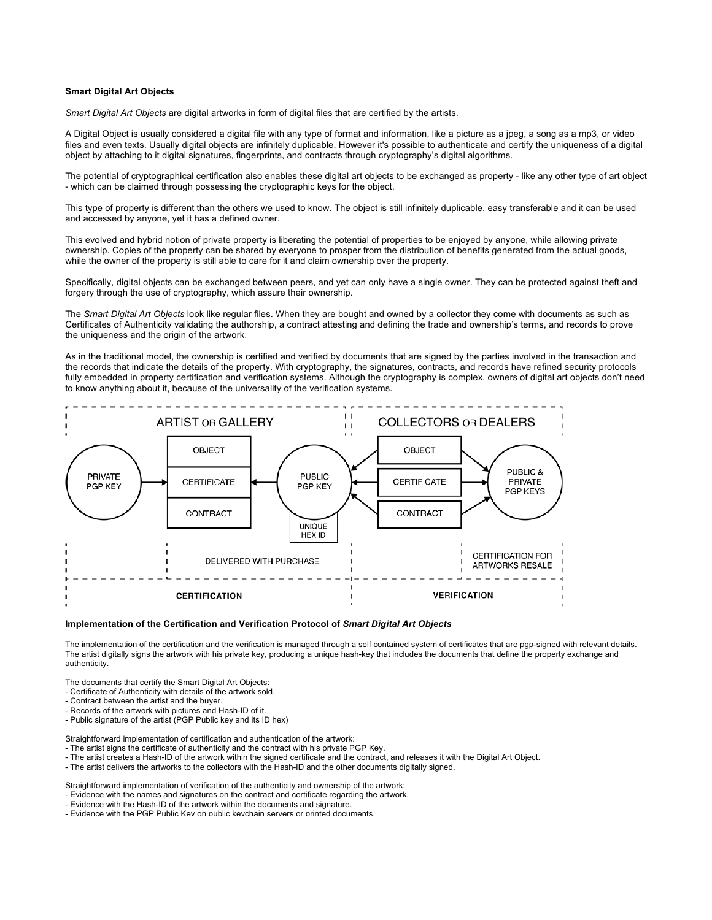**Smart Digital Art Objects**

*Smart Digital Art Objects* are digital artworks in form of digital files that are certified by the artists.

A Digital Object is usually considered a digital file with any type of format and information, like a picture as a jpeg, a song as a mp3, or video files and even texts. Usually digital objects are infinitely duplicable. However it's possible to authenticate and certify the uniqueness of a digital object by attaching to it digital signatures, fingerprints, and contracts through cryptography's digital algorithms.

The potential of cryptographical certification also enables these digital art objects to be exchanged as property - like any other type of art object - which can be claimed through possessing the cryptographic keys for the object.

This type of property is different than the others we used to know. The object is still infinitely duplicable, easy transferable and it can be used and accessed by anyone, yet it has a defined owner.

This evolved and hybrid notion of private property is liberating the potential of properties to be enjoyed by anyone, while allowing private ownership. Copies of the property can be shared by everyone to prosper from the distribution of benefits generated from the actual goods, while the owner of the property is still able to care for it and claim ownership over the property.

Specifically, digital objects can be exchanged between peers, and yet can only have a single owner. They can be protected against theft and forgery through the use of cryptography, which assure their ownership.

The *Smart Digital Art Objects* look like regular files. When they are bought and owned by a collector they come with documents as such as Certificates of Authenticity validating the authorship, a contract attesting and defining the trade and ownership's terms, and records to prove the uniqueness and the origin of the artwork.

As in the traditional model, the ownership is certified and verified by documents that are signed by the parties involved in the transaction and the records that indicate the details of the property. With cryptography, the signatures, contracts, and records have refined security protocols fully embedded in property certification and verification systems. Although the cryptography is complex, owners of digital art objects don't need to know anything about it, because of the universality of the verification systems.

ARTIST OR GALLERY | COLLECTORS OR DEALERS

PRIVATE PGP KEY → OBJECT / CERTIFICATE / CONTRACT ← PUBLIC PGP KEY (UNIQUE HEX ID) ← OBJECT / CERTIFICATE / CONTRACT → PUBLIC & PRIVATE PGP KEYS

DELIVERED WITH PURCHASE | CERTIFICATION FOR ARTWORKS RESALE

CERTIFICATION | VERIFICATION

**Implementation of the Certification and Verification Protocol of *Smart Digital Art Objects***

The implementation of the certification and the verification is managed through a self contained system of certificates that are pgp-signed with relevant details. The artist digitally signs the artwork with his private key, producing a unique hash-key that includes the documents that define the property exchange and authenticity.

The documents that certify the Smart Digital Art Objects:
- Certificate of Authenticity with details of the artwork sold.
- Contract between the artist and the buyer.
- Records of the artwork with pictures and Hash-ID of it.
- Public signature of the artist (PGP Public key and its ID hex)

Straightforward implementation of certification and authentication of the artwork:
- The artist signs the certificate of authenticity and the contract with his private PGP Key.
- The artist creates a Hash-ID of the artwork within the signed certificate and the contract, and releases it with the Digital Art Object.
- The artist delivers the artworks to the collectors with the Hash-ID and the other documents digitally signed.

Straightforward implementation of verification of the authenticity and ownership of the artwork:
- Evidence with the names and signatures on the contract and certificate regarding the artwork.
- Evidence with the Hash-ID of the artwork within the documents and signature.
- Evidence with the PGP Public Key on public keychain servers or printed documents.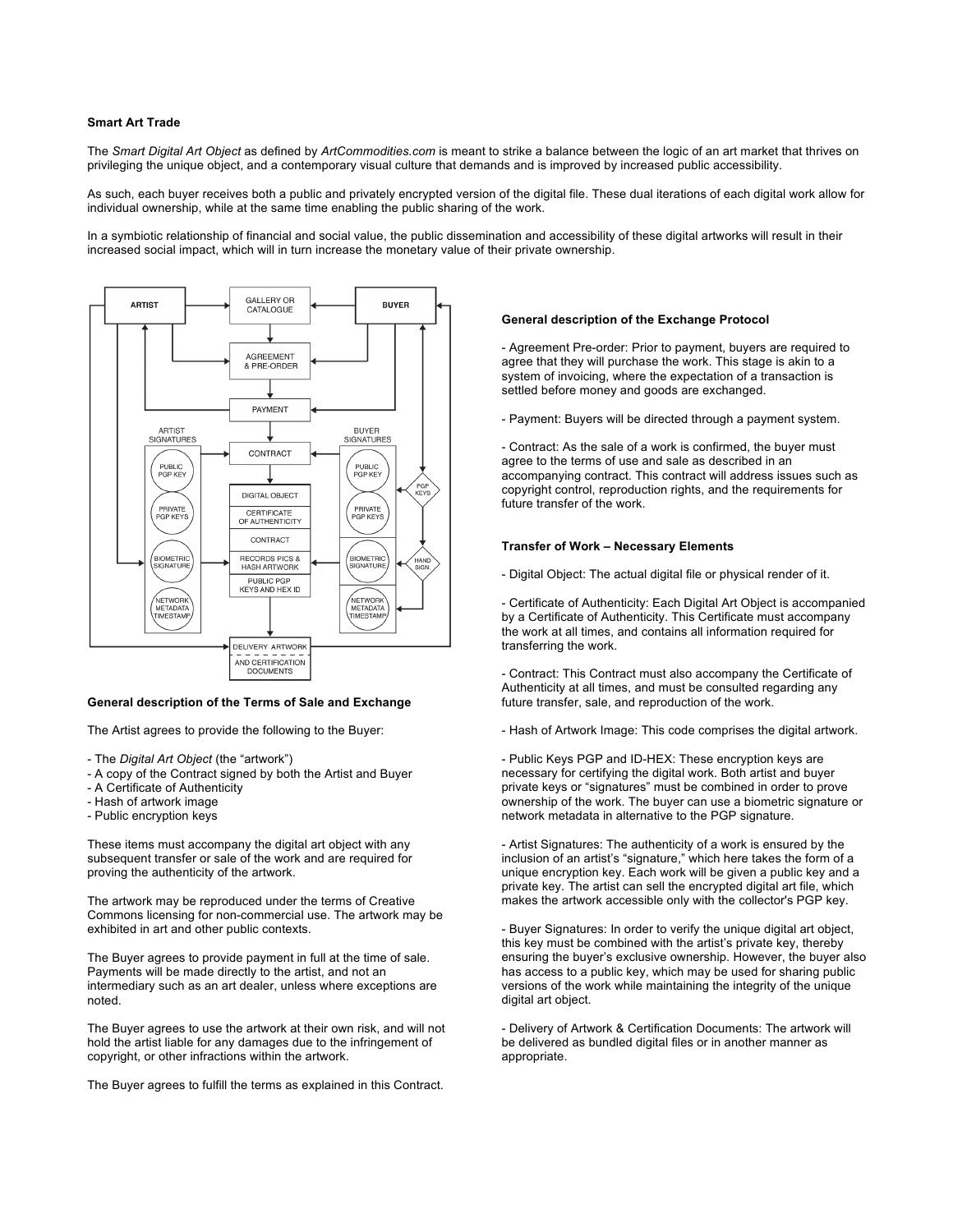**Smart Art Trade**

The *Smart Digital Art Object* as defined by *ArtCommodities.com* is meant to strike a balance between the logic of an art market that thrives on privileging the unique object, and a contemporary visual culture that demands and is improved by increased public accessibility.

As such, each buyer receives both a public and privately encrypted version of the digital file. These dual iterations of each digital work allow for individual ownership, while at the same time enabling the public sharing of the work.

In a symbiotic relationship of financial and social value, the public dissemination and accessibility of these digital artworks will result in their increased social impact, which will in turn increase the monetary value of their private ownership.

ARTIST | GALLERY OR CATALOGUE | BUYER | AGREEMENT & PRE-ORDER | PAYMENT | ARTIST SIGNATURES | CONTRACT | BUYER SIGNATURES | PUBLIC PGP KEY | PRIVATE PGP KEYS | BIOMETRIC SIGNATURE | NETWORK METADATA TIMESTAMP | DIGITAL OBJECT | CERTIFICATE OF AUTHENTICITY | CONTRACT | RECORDS PICS & HASH ARTWORK | PUBLIC PGP KEYS AND HEX ID | PGP KEYS | HAND SIGN. | DELIVERY ARTWORK AND CERTIFICATION DOCUMENTS

**General description of the Terms of Sale and Exchange**

The Artist agrees to provide the following to the Buyer:

- The *Digital Art Object* (the "artwork")
- A copy of the Contract signed by both the Artist and Buyer
- A Certificate of Authenticity
- Hash of artwork image
- Public encryption keys

These items must accompany the digital art object with any subsequent transfer or sale of the work and are required for proving the authenticity of the artwork.

The artwork may be reproduced under the terms of Creative Commons licensing for non-commercial use. The artwork may be exhibited in art and other public contexts.

The Buyer agrees to provide payment in full at the time of sale. Payments will be made directly to the artist, and not an intermediary such as an art dealer, unless where exceptions are noted.

The Buyer agrees to use the artwork at their own risk, and will not hold the artist liable for any damages due to the infringement of copyright, or other infractions within the artwork.

The Buyer agrees to fulfill the terms as explained in this Contract.

**General description of the Exchange Protocol**

- Agreement Pre-order: Prior to payment, buyers are required to agree that they will purchase the work. This stage is akin to a system of invoicing, where the expectation of a transaction is settled before money and goods are exchanged.

- Payment: Buyers will be directed through a payment system.

- Contract: As the sale of a work is confirmed, the buyer must agree to the terms of use and sale as described in an accompanying contract. This contract will address issues such as copyright control, reproduction rights, and the requirements for future transfer of the work.

**Transfer of Work – Necessary Elements**

- Digital Object: The actual digital file or physical render of it.

- Certificate of Authenticity: Each Digital Art Object is accompanied by a Certificate of Authenticity. This Certificate must accompany the work at all times, and contains all information required for transferring the work.

- Contract: This Contract must also accompany the Certificate of Authenticity at all times, and must be consulted regarding any future transfer, sale, and reproduction of the work.

- Hash of Artwork Image: This code comprises the digital artwork.

- Public Keys PGP and ID-HEX: These encryption keys are necessary for certifying the digital work. Both artist and buyer private keys or "signatures" must be combined in order to prove ownership of the work. The buyer can use a biometric signature or network metadata in alternative to the PGP signature.

- Artist Signatures: The authenticity of a work is ensured by the inclusion of an artist's "signature," which here takes the form of a unique encryption key. Each work will be given a public key and a private key. The artist can sell the encrypted digital art file, which makes the artwork accessible only with the collector's PGP key.

- Buyer Signatures: In order to verify the unique digital art object, this key must be combined with the artist's private key, thereby ensuring the buyer's exclusive ownership. However, the buyer also has access to a public key, which may be used for sharing public versions of the work while maintaining the integrity of the unique digital art object.

- Delivery of Artwork & Certification Documents: The artwork will be delivered as bundled digital files or in another manner as appropriate.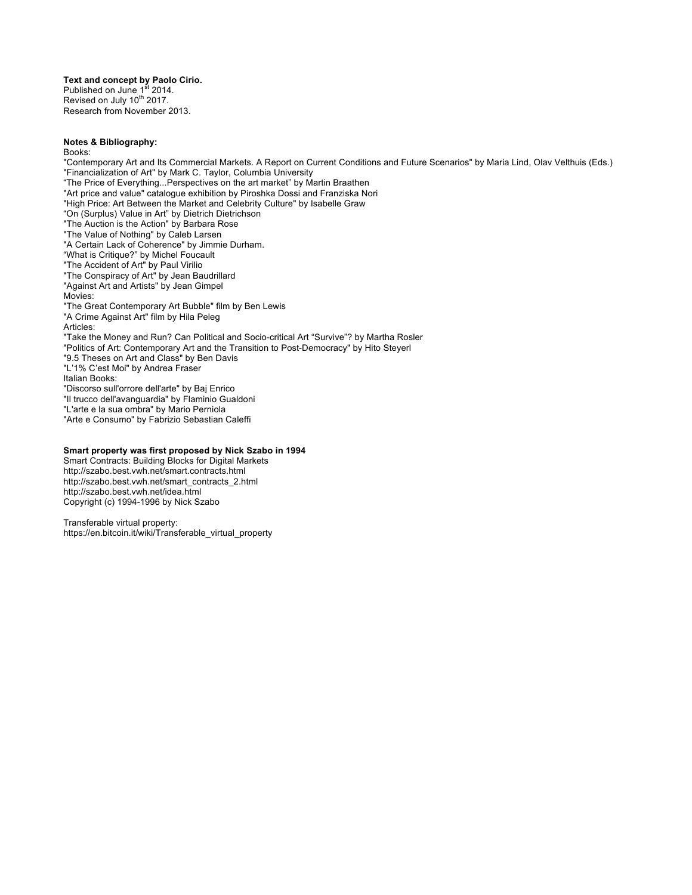**Text and concept by Paolo Cirio.**
Published on June 1st 2014.
Revised on July 10th 2017.
Research from November 2013.

**Notes & Bibliography:**

Books:
"Contemporary Art and Its Commercial Markets. A Report on Current Conditions and Future Scenarios" by Maria Lind, Olav Velthuis (Eds.)
"Financialization of Art" by Mark C. Taylor, Columbia University
"The Price of Everything...Perspectives on the art market" by Martin Braathen
"Art price and value" catalogue exhibition by Piroshka Dossi and Franziska Nori
"High Price: Art Between the Market and Celebrity Culture" by Isabelle Graw
"On (Surplus) Value in Art" by Dietrich Dietrichson
"The Auction is the Action" by Barbara Rose
"The Value of Nothing" by Caleb Larsen
"A Certain Lack of Coherence" by Jimmie Durham.
"What is Critique?" by Michel Foucault
"The Accident of Art" by Paul Virilio
"The Conspiracy of Art" by Jean Baudrillard
"Against Art and Artists" by Jean Gimpel

Movies:
"The Great Contemporary Art Bubble" film by Ben Lewis
"A Crime Against Art" film by Hila Peleg

Articles:
"Take the Money and Run? Can Political and Socio-critical Art "Survive"? by Martha Rosler
"Politics of Art: Contemporary Art and the Transition to Post-Democracy" by Hito Steyerl
"9.5 Theses on Art and Class" by Ben Davis
"L'1% C'est Moi" by Andrea Fraser

Italian Books:
"Discorso sull'orrore dell'arte" by Baj Enrico
"Il trucco dell'avanguardia" by Flaminio Gualdoni
"L'arte e la sua ombra" by Mario Perniola
"Arte e Consumo" by Fabrizio Sebastian Caleffi

**Smart property was first proposed by Nick Szabo in 1994**
Smart Contracts: Building Blocks for Digital Markets
http://szabo.best.vwh.net/smart.contracts.html
http://szabo.best.vwh.net/smart_contracts_2.html
http://szabo.best.vwh.net/idea.html
Copyright (c) 1994-1996 by Nick Szabo

Transferable virtual property:
https://en.bitcoin.it/wiki/Transferable_virtual_property